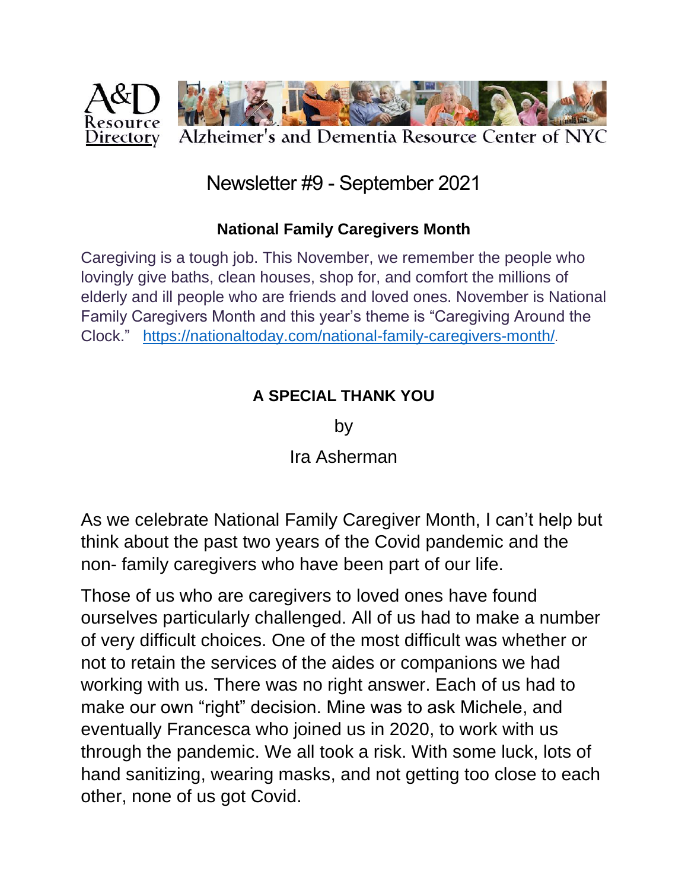A&D Resource Directory

Alzheimer's and Dementia Resource Center of NYC

# Newsletter #9 - September 2021

## National Family Caregivers Month

Caregiving is a tough job. This November, we remember the people who lovingly give baths, clean houses, shop for, and comfort the millions of elderly and ill people who are friends and loved ones. November is National Family Caregivers Month and this year's theme is "Caregiving Around the Clock." https://nationaltoday.com/national-family-caregivers-month/.

## A SPECIAL THANK YOU

by

Ira Asherman

As we celebrate National Family Caregiver Month, I can't help but think about the past two years of the Covid pandemic and the non- family caregivers who have been part of our life.

Those of us who are caregivers to loved ones have found ourselves particularly challenged. All of us had to make a number of very difficult choices. One of the most difficult was whether or not to retain the services of the aides or companions we had working with us. There was no right answer. Each of us had to make our own "right" decision. Mine was to ask Michele, and eventually Francesca who joined us in 2020, to work with us through the pandemic. We all took a risk. With some luck, lots of hand sanitizing, wearing masks, and not getting too close to each other, none of us got Covid.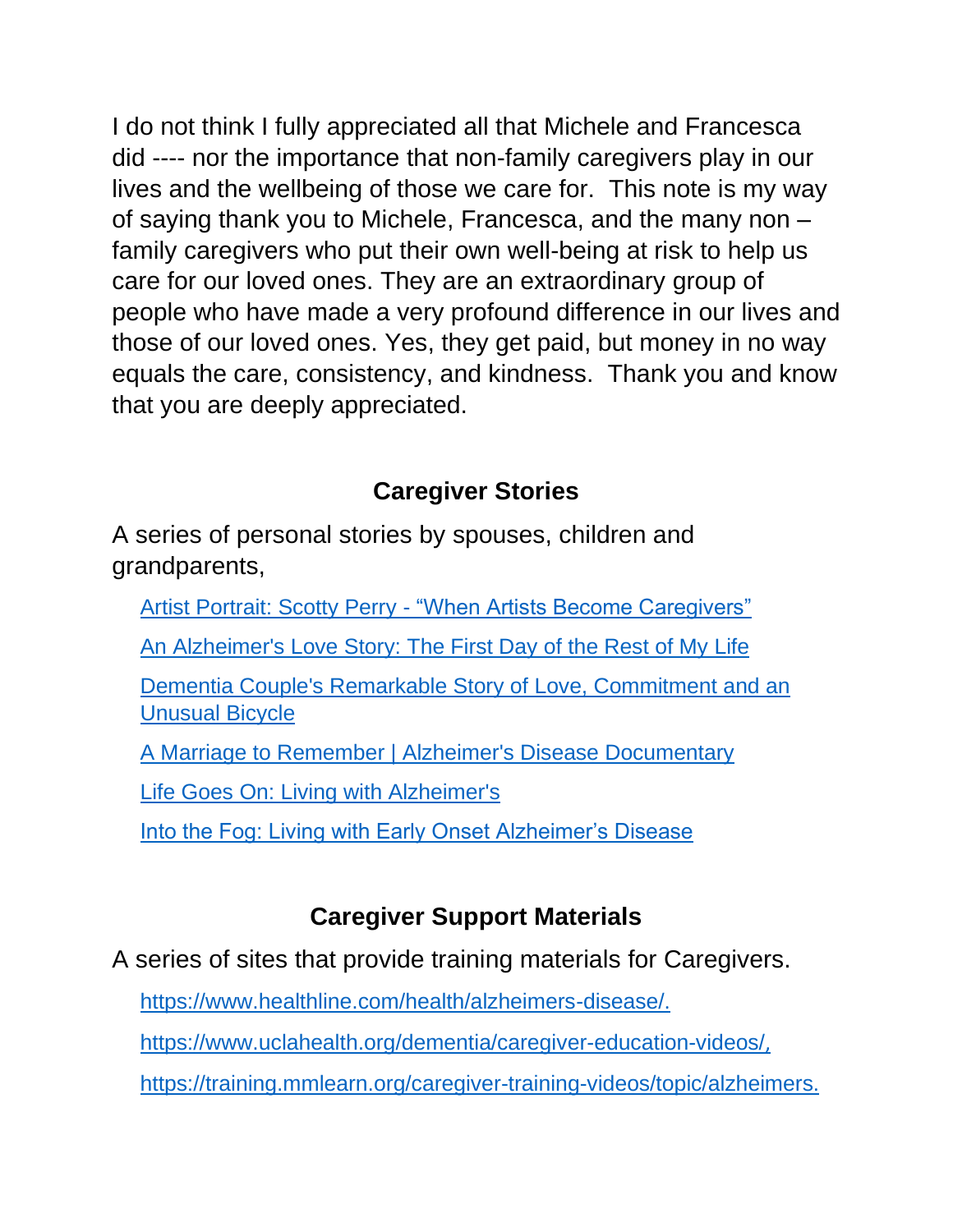I do not think I fully appreciated all that Michele and Francesca did ---- nor the importance that non-family caregivers play in our lives and the wellbeing of those we care for. This note is my way of saying thank you to Michele, Francesca, and the many non – family caregivers who put their own well-being at risk to help us care for our loved ones. They are an extraordinary group of people who have made a very profound difference in our lives and those of our loved ones. Yes, they get paid, but money in no way equals the care, consistency, and kindness. Thank you and know that you are deeply appreciated.

## Caregiver Stories

A series of personal stories by spouses, children and grandparents,

- Artist Portrait: Scotty Perry - "When Artists Become Caregivers"
- An Alzheimer's Love Story: The First Day of the Rest of My Life
- Dementia Couple's Remarkable Story of Love, Commitment and an Unusual Bicycle
- A Marriage to Remember | Alzheimer's Disease Documentary
- Life Goes On: Living with Alzheimer's
- Into the Fog: Living with Early Onset Alzheimer's Disease

## Caregiver Support Materials

A series of sites that provide training materials for Caregivers.

- https://www.healthline.com/health/alzheimers-disease/.
- https://www.uclahealth.org/dementia/caregiver-education-videos/,
- https://training.mmlearn.org/caregiver-training-videos/topic/alzheimers.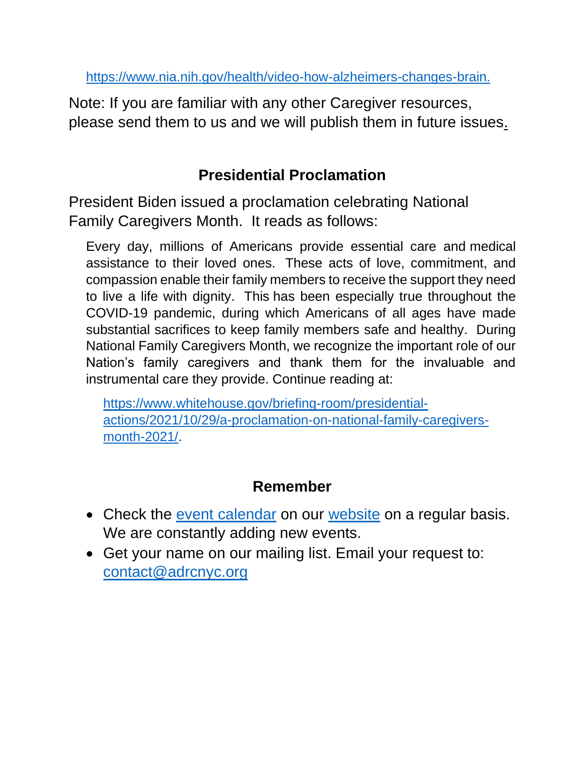https://www.nia.nih.gov/health/video-how-alzheimers-changes-brain.

Note: If you are familiar with any other Caregiver resources, please send them to us and we will publish them in future issues.

## Presidential Proclamation

President Biden issued a proclamation celebrating National Family Caregivers Month. It reads as follows:

> Every day, millions of Americans provide essential care and medical assistance to their loved ones. These acts of love, commitment, and compassion enable their family members to receive the support they need to live a life with dignity. This has been especially true throughout the COVID-19 pandemic, during which Americans of all ages have made substantial sacrifices to keep family members safe and healthy. During National Family Caregivers Month, we recognize the important role of our Nation's family caregivers and thank them for the invaluable and instrumental care they provide. Continue reading at:
>
> https://www.whitehouse.gov/briefing-room/presidential-actions/2021/10/29/a-proclamation-on-national-family-caregivers-month-2021/.

## Remember

- Check the event calendar on our website on a regular basis. We are constantly adding new events.
- Get your name on our mailing list. Email your request to: contact@adrcnyc.org